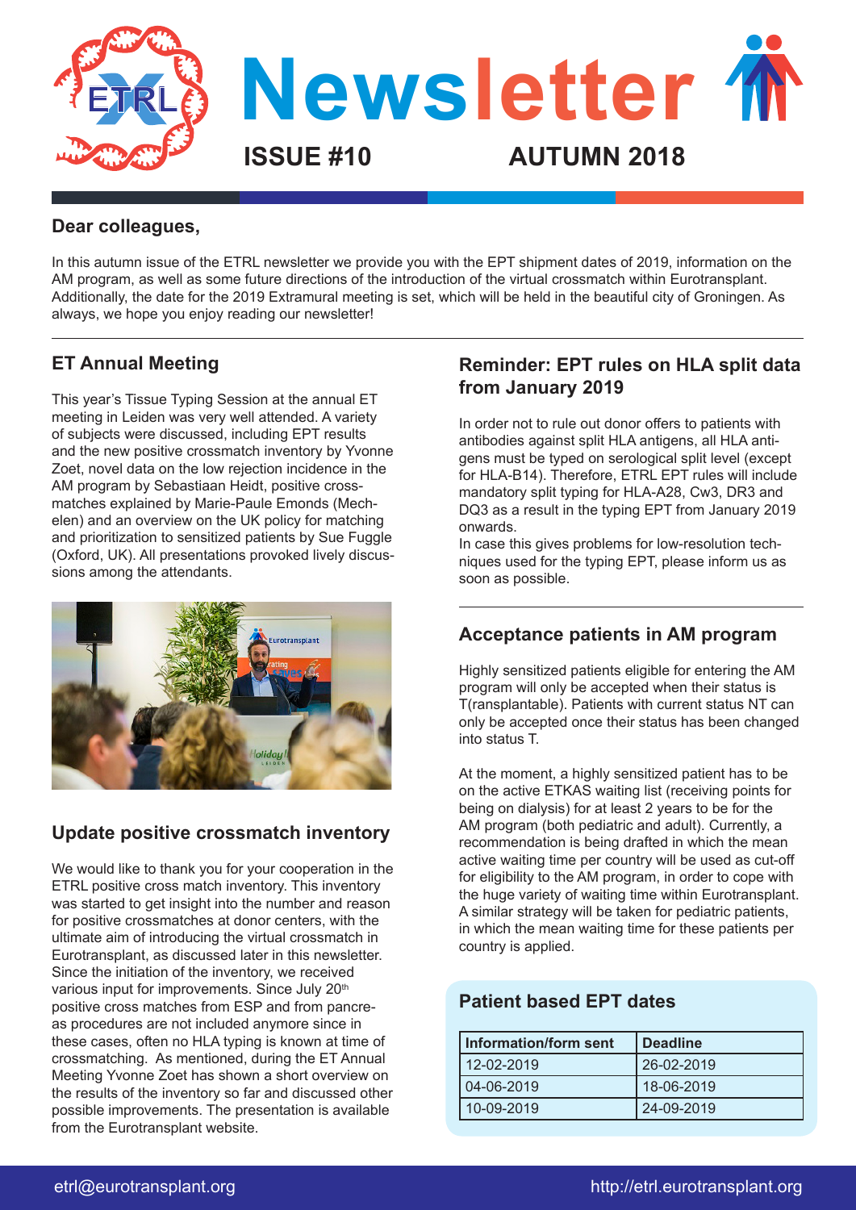# Newsletter

**ISSUE #10** **AUTUMN 2018**

## Dear colleagues,

In this autumn issue of the ETRL newsletter we provide you with the EPT shipment dates of 2019, information on the AM program, as well as some future directions of the introduction of the virtual crossmatch within Eurotransplant. Additionally, the date for the 2019 Extramural meeting is set, which will be held in the beautiful city of Groningen. As always, we hope you enjoy reading our newsletter!

## ET Annual Meeting

This year's Tissue Typing Session at the annual ET meeting in Leiden was very well attended. A variety of subjects were discussed, including EPT results and the new positive crossmatch inventory by Yvonne Zoet, novel data on the low rejection incidence in the AM program by Sebastiaan Heidt, positive crossmatches explained by Marie-Paule Emonds (Mechelen) and an overview on the UK policy for matching and prioritization to sensitized patients by Sue Fuggle (Oxford, UK). All presentations provoked lively discussions among the attendants.

## Update positive crossmatch inventory

We would like to thank you for your cooperation in the ETRL positive cross match inventory. This inventory was started to get insight into the number and reason for positive crossmatches at donor centers, with the ultimate aim of introducing the virtual crossmatch in Eurotransplant, as discussed later in this newsletter. Since the initiation of the inventory, we received various input for improvements. Since July 20th positive cross matches from ESP and from pancreas procedures are not included anymore since in these cases, often no HLA typing is known at time of crossmatching. As mentioned, during the ET Annual Meeting Yvonne Zoet has shown a short overview on the results of the inventory so far and discussed other possible improvements. The presentation is available from the Eurotransplant website.

## Reminder: EPT rules on HLA split data from January 2019

In order not to rule out donor offers to patients with antibodies against split HLA antigens, all HLA antigens must be typed on serological split level (except for HLA-B14). Therefore, ETRL EPT rules will include mandatory split typing for HLA-A28, Cw3, DR3 and DQ3 as a result in the typing EPT from January 2019 onwards.

In case this gives problems for low-resolution techniques used for the typing EPT, please inform us as soon as possible.

## Acceptance patients in AM program

Highly sensitized patients eligible for entering the AM program will only be accepted when their status is T(ransplantable). Patients with current status NT can only be accepted once their status has been changed into status T.

At the moment, a highly sensitized patient has to be on the active ETKAS waiting list (receiving points for being on dialysis) for at least 2 years to be for the AM program (both pediatric and adult). Currently, a recommendation is being drafted in which the mean active waiting time per country will be used as cut-off for eligibility to the AM program, in order to cope with the huge variety of waiting time within Eurotransplant. A similar strategy will be taken for pediatric patients, in which the mean waiting time for these patients per country is applied.

## Patient based EPT dates

| Information/form sent | Deadline |
|---|---|
| 12-02-2019 | 26-02-2019 |
| 04-06-2019 | 18-06-2019 |
| 10-09-2019 | 24-09-2019 |

etrl@eurotransplant.org http://etrl.eurotransplant.org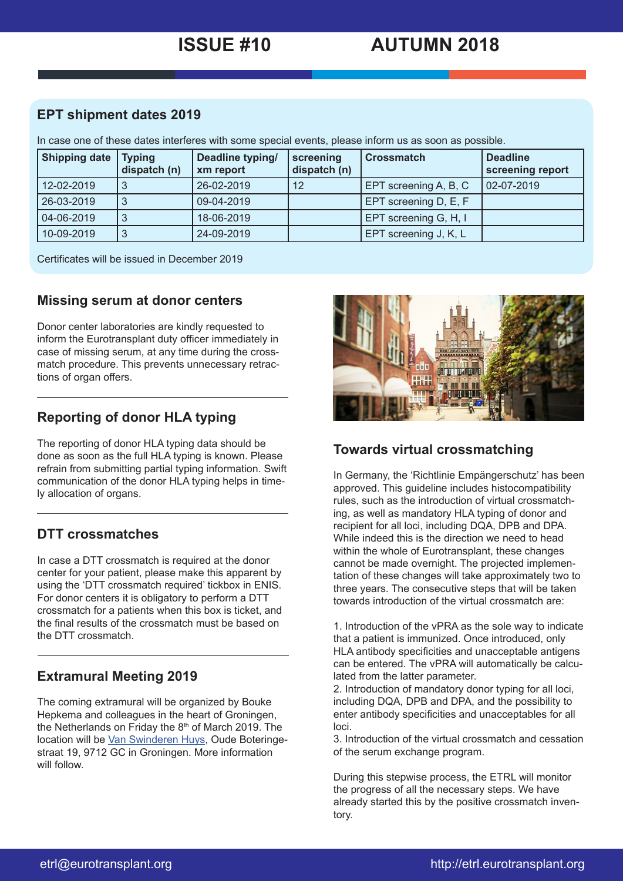# ISSUE #10 AUTUMN 2018

## EPT shipment dates 2019

In case one of these dates interferes with some special events, please inform us as soon as possible.

| Shipping date | Typing dispatch (n) | Deadline typing/ xm report | screening dispatch (n) | Crossmatch | Deadline screening report |
|---|---|---|---|---|---|
| 12-02-2019 | 3 | 26-02-2019 | 12 | EPT screening A, B, C | 02-07-2019 |
| 26-03-2019 | 3 | 09-04-2019 | | EPT screening D, E, F | |
| 04-06-2019 | 3 | 18-06-2019 | | EPT screening G, H, I | |
| 10-09-2019 | 3 | 24-09-2019 | | EPT screening J, K, L | |

Certificates will be issued in December 2019

## Missing serum at donor centers

Donor center laboratories are kindly requested to inform the Eurotransplant duty officer immediately in case of missing serum, at any time during the crossmatch procedure. This prevents unnecessary retractions of organ offers.

## Reporting of donor HLA typing

The reporting of donor HLA typing data should be done as soon as the full HLA typing is known. Please refrain from submitting partial typing information. Swift communication of the donor HLA typing helps in timely allocation of organs.

## DTT crossmatches

In case a DTT crossmatch is required at the donor center for your patient, please make this apparent by using the 'DTT crossmatch required' tickbox in ENIS. For donor centers it is obligatory to perform a DTT crossmatch for a patients when this box is ticket, and the final results of the crossmatch must be based on the DTT crossmatch.

## Extramural Meeting 2019

The coming extramural will be organized by Bouke Hepkema and colleagues in the heart of Groningen, the Netherlands on Friday the 8th of March 2019. The location will be Van Swinderen Huys, Oude Boteringestraat 19, 9712 GC in Groningen. More information will follow.

## Towards virtual crossmatching

In Germany, the 'Richtlinie Empängerschutz' has been approved. This guideline includes histocompatibility rules, such as the introduction of virtual crossmatching, as well as mandatory HLA typing of donor and recipient for all loci, including DQA, DPB and DPA. While indeed this is the direction we need to head within the whole of Eurotransplant, these changes cannot be made overnight. The projected implementation of these changes will take approximately two to three years. The consecutive steps that will be taken towards introduction of the virtual crossmatch are:

1. Introduction of the vPRA as the sole way to indicate that a patient is immunized. Once introduced, only HLA antibody specificities and unacceptable antigens can be entered. The vPRA will automatically be calculated from the latter parameter.
2. Introduction of mandatory donor typing for all loci, including DQA, DPB and DPA, and the possibility to enter antibody specificities and unacceptables for all loci.
3. Introduction of the virtual crossmatch and cessation of the serum exchange program.

During this stepwise process, the ETRL will monitor the progress of all the necessary steps. We have already started this by the positive crossmatch inventory.

etrl@eurotransplant.org http://etrl.eurotransplant.org